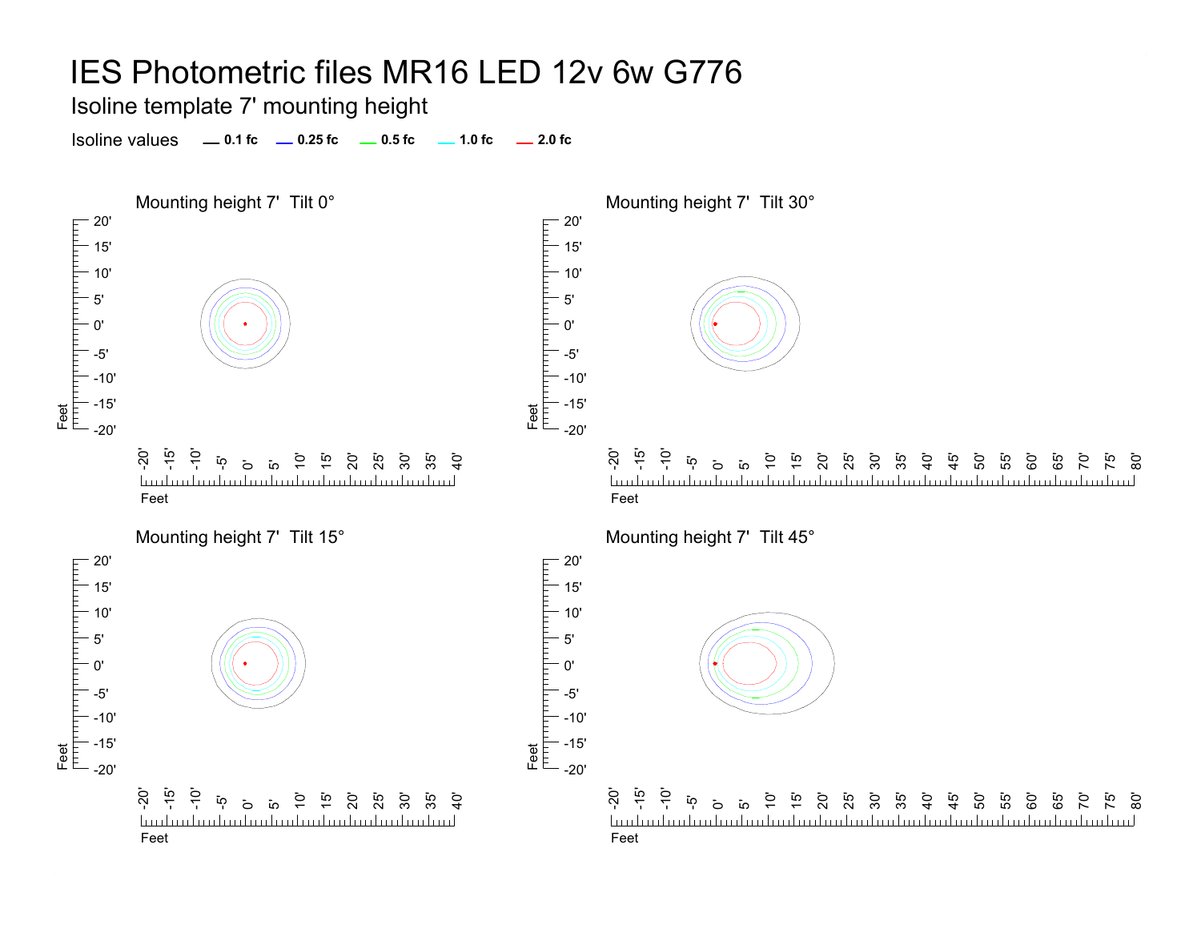# IES Photometric files MR16 LED 12v 6w G776

## Isoline template 7' mounting height

Isoline values — 0.1 fc — 0.25 fc — 0.5 fc — 1.0 fc — 2.0 fc

### Mounting height 7' Tilt 0°

### Mounting height 7' Tilt 30°

### Mounting height 7' Tilt 15°

### Mounting height 7' Tilt 45°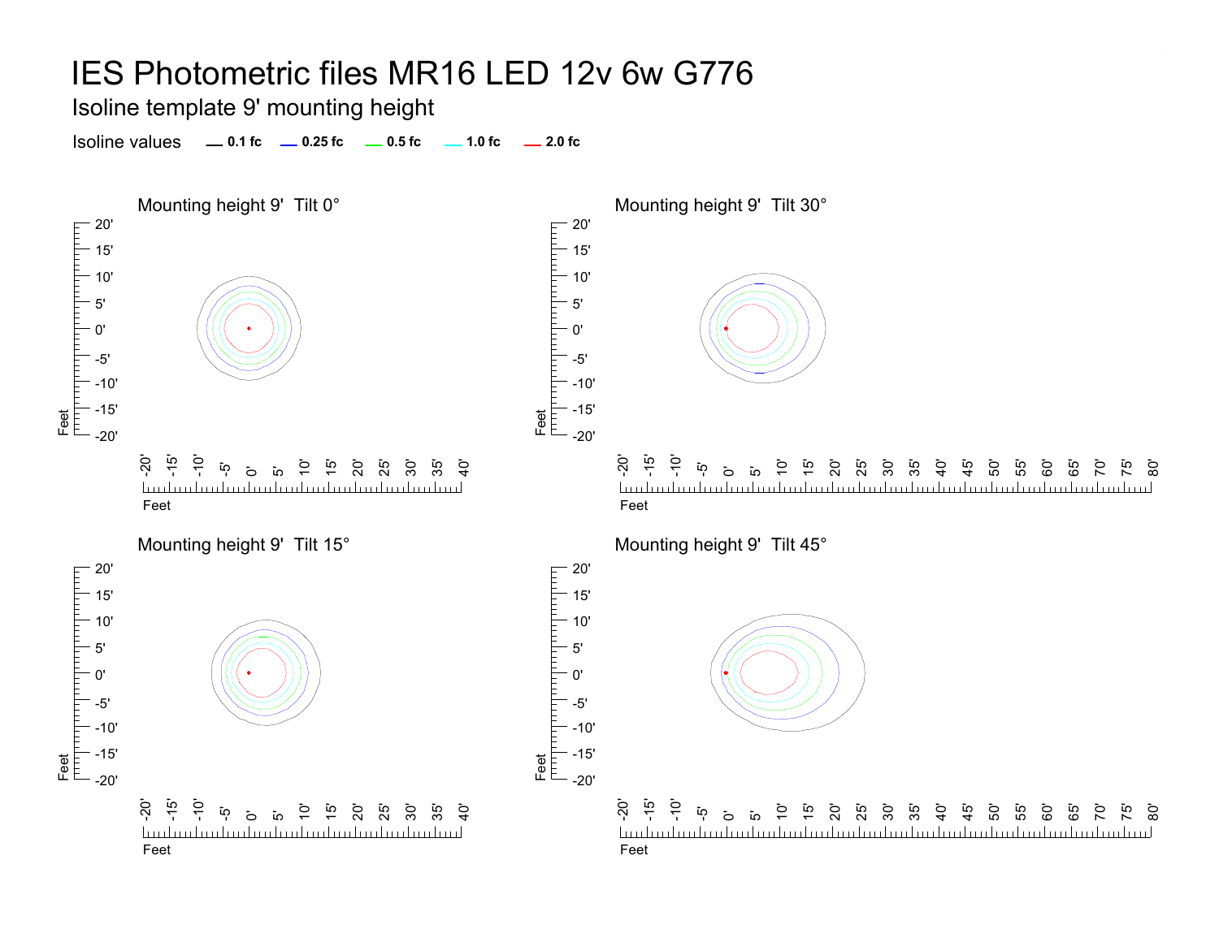# IES Photometric files MR16 LED 12v 6w G776

## Isoline template 9' mounting height

Isoline values — 0.1 fc — 0.25 fc — 0.5 fc — 1.0 fc — 2.0 fc

Mounting height 9' Tilt 0°

Mounting height 9' Tilt 30°

Mounting height 9' Tilt 15°

Mounting height 9' Tilt 45°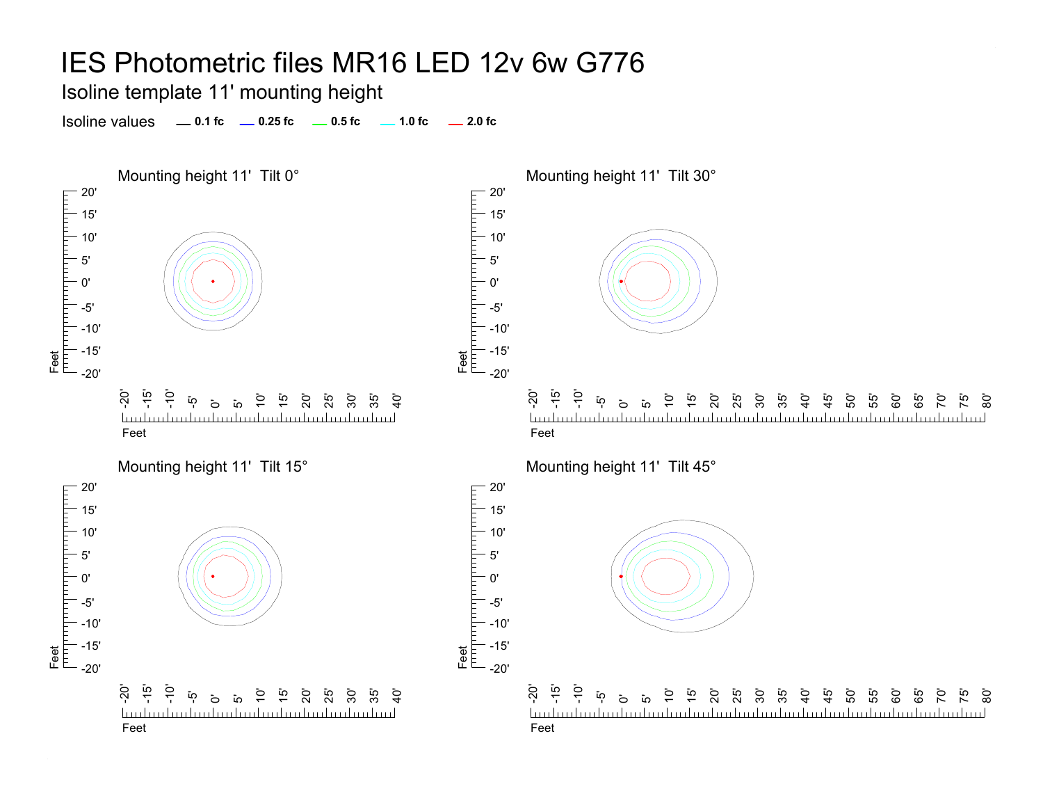# IES Photometric files MR16 LED 12v 6w G776

## Isoline template 11' mounting height

Isoline values — 0.1 fc — 0.25 fc — 0.5 fc — 1.0 fc — 2.0 fc

### Mounting height 11' Tilt 0°

### Mounting height 11' Tilt 30°

### Mounting height 11' Tilt 15°

### Mounting height 11' Tilt 45°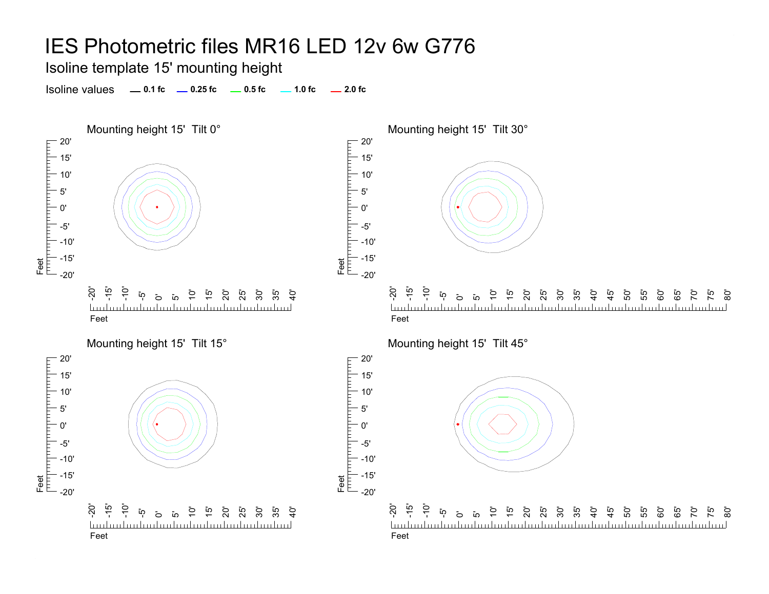# IES Photometric files MR16 LED 12v 6w G776

## Isoline template 15' mounting height

Isoline values — 0.1 fc — 0.25 fc — 0.5 fc — 1.0 fc — 2.0 fc

### Mounting height 15' Tilt 0°

### Mounting height 15' Tilt 30°

### Mounting height 15' Tilt 15°

### Mounting height 15' Tilt 45°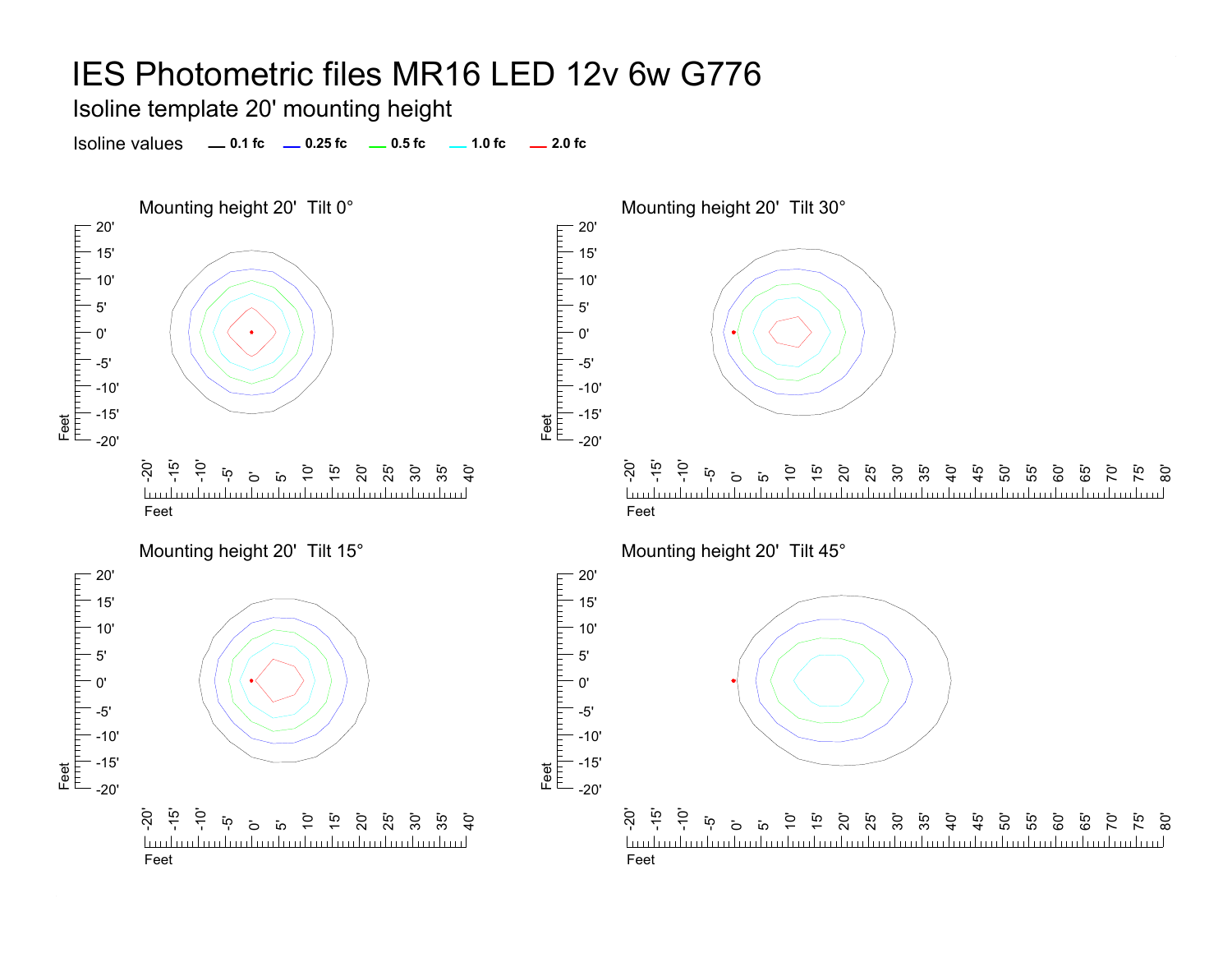# IES Photometric files MR16 LED 12v 6w G776

## Isoline template 20' mounting height

Isoline values — 0.1 fc — 0.25 fc — 0.5 fc — 1.0 fc — 2.0 fc

Mounting height 20' Tilt 0°

Mounting height 20' Tilt 30°

Mounting height 20' Tilt 15°

Mounting height 20' Tilt 45°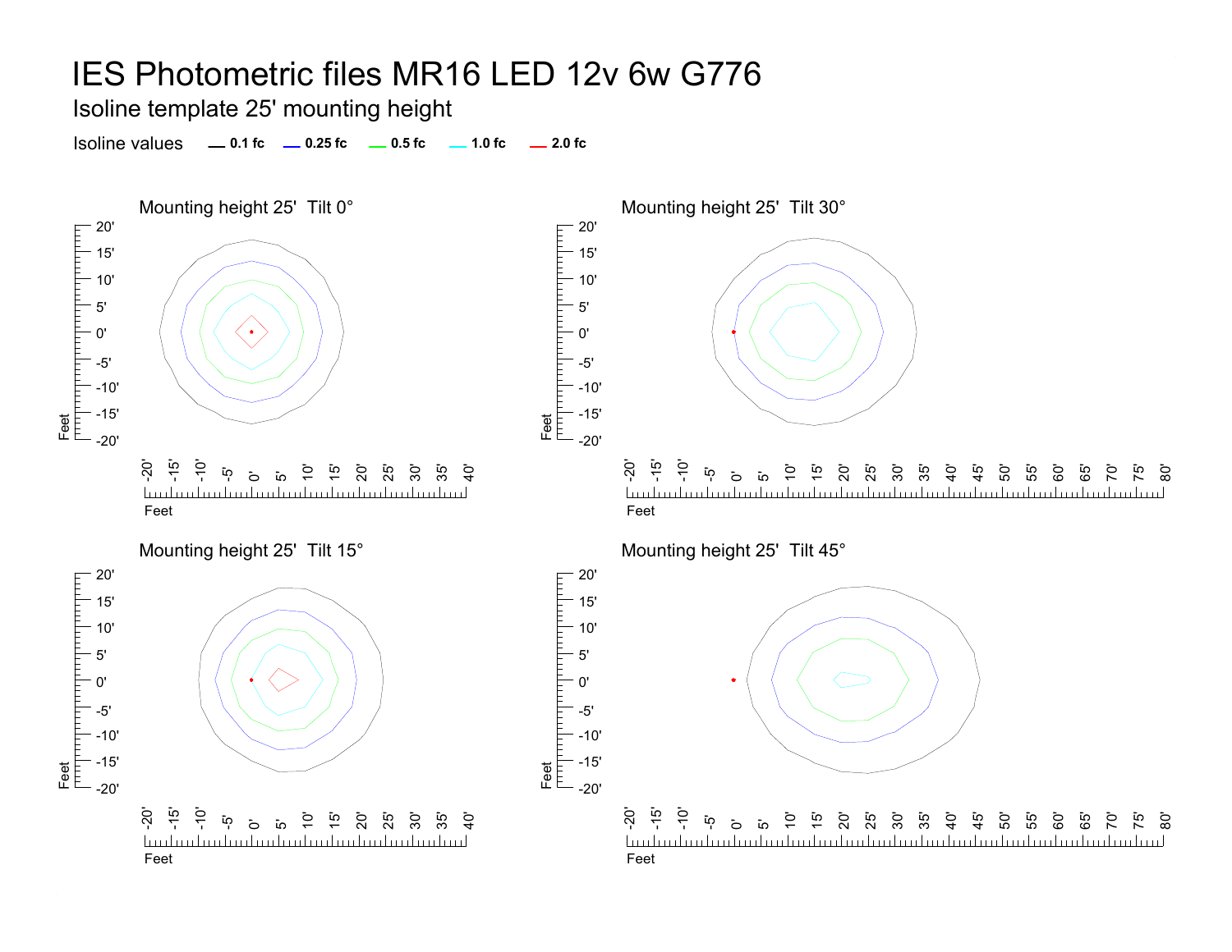# IES Photometric files MR16 LED 12v 6w G776

## Isoline template 25' mounting height

Isoline values — 0.1 fc — 0.25 fc — 0.5 fc — 1.0 fc — 2.0 fc

### Mounting height 25' Tilt 0°

Feet: 20', 15', 10', 5', 0', -5', -10', -15', -20'

Feet: -20', -15', -10', -5', 0', 5', 10', 15', 20', 25', 30', 35', 40'

### Mounting height 25' Tilt 30°

Feet: 20', 15', 10', 5', 0', -5', -10', -15', -20'

Feet: -20', -15', -10', -5', 0', 5', 10', 15', 20', 25', 30', 35', 40', 45', 50', 55', 60', 65', 70', 75', 80'

### Mounting height 25' Tilt 15°

Feet: 20', 15', 10', 5', 0', -5', -10', -15', -20'

Feet: -20', -15', -10', -5', 0', 5', 10', 15', 20', 25', 30', 35', 40'

### Mounting height 25' Tilt 45°

Feet: 20', 15', 10', 5', 0', -5', -10', -15', -20'

Feet: -20', -15', -10', -5', 0', 5', 10', 15', 20', 25', 30', 35', 40', 45', 50', 55', 60', 65', 70', 75', 80'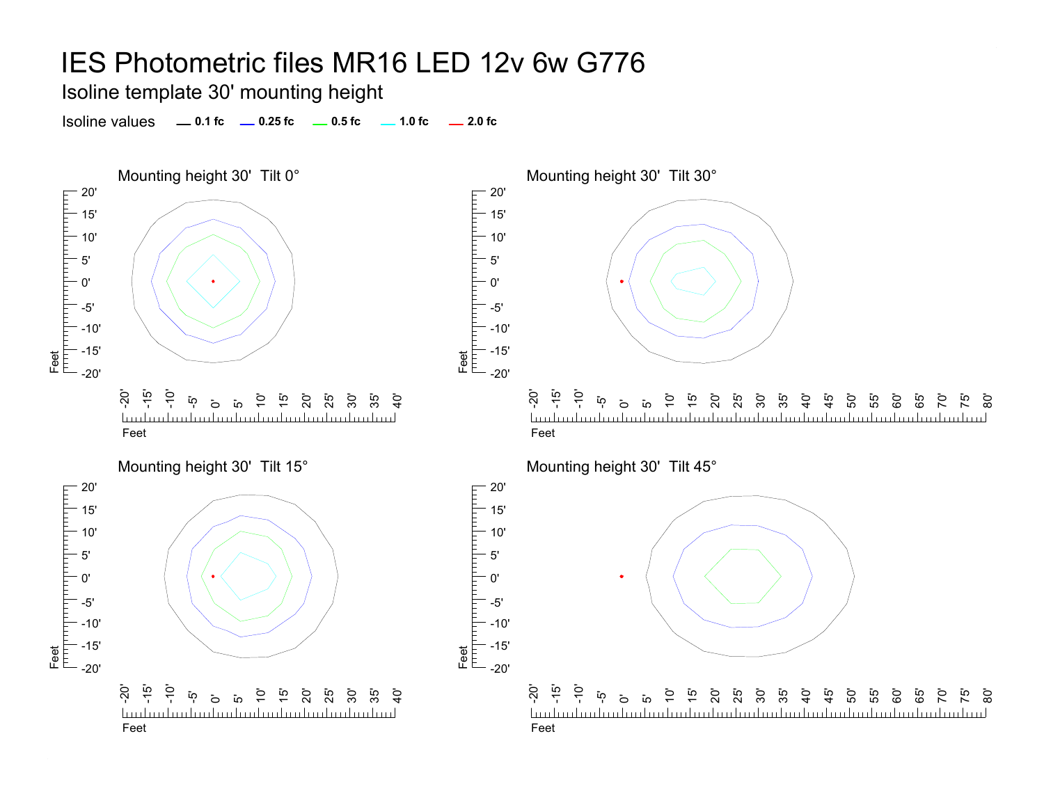# IES Photometric files MR16 LED 12v 6w G776

## Isoline template 30' mounting height

Isoline values 0.1 fc 0.25 fc 0.5 fc 1.0 fc 2.0 fc

Mounting height 30' Tilt 0°

20' 15' 10' 5' 0' -5' -10' -15' -20'

Feet

-20' -15' -10' -5' 0' 5' 10' 15' 20' 25' 30' 35' 40'

Feet

Mounting height 30' Tilt 30°

20' 15' 10' 5' 0' -5' -10' -15' -20'

Feet

-20' -15' -10' -5' 0' 5' 10' 15' 20' 25' 30' 35' 40' 45' 50' 55' 60' 65' 70' 75' 80'

Feet

Mounting height 30' Tilt 15°

20' 15' 10' 5' 0' -5' -10' -15' -20'

Feet

-20' -15' -10' -5' 0' 5' 10' 15' 20' 25' 30' 35' 40'

Feet

Mounting height 30' Tilt 45°

20' 15' 10' 5' 0' -5' -10' -15' -20'

Feet

-20' -15' -10' -5' 0' 5' 10' 15' 20' 25' 30' 35' 40' 45' 50' 55' 60' 65' 70' 75' 80'

Feet